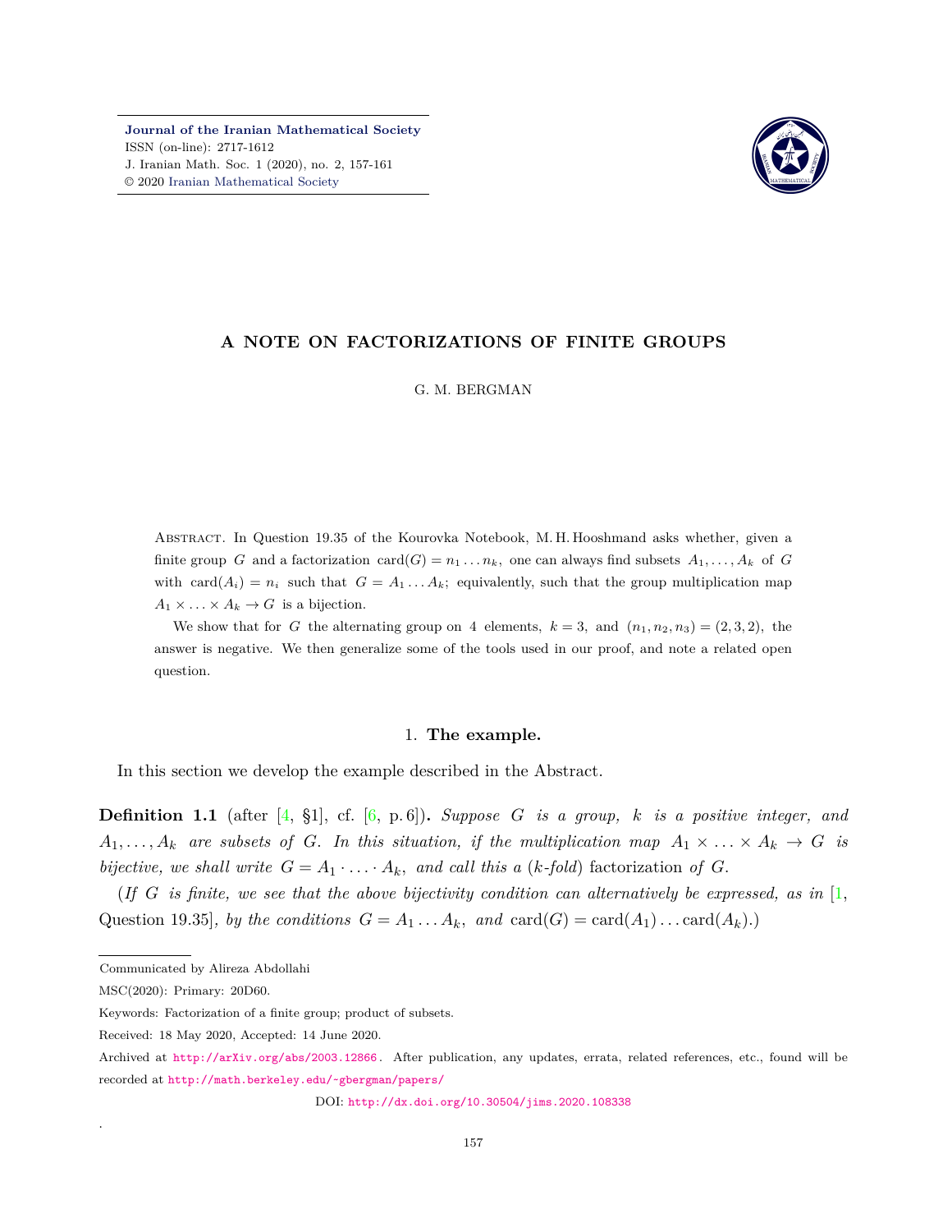# A NOTE ON FACTORIZATIONS OF FINITE GROUPS

G. M. BERGMAN

Abstract. In Question 19.35 of the Kourovka Notebook, M. H. Hooshmand asks whether, given a finite group $G$ and a factorization $\mathrm{card}(G) = n_1 \dots n_k$, one can always find subsets $A_1, \dots, A_k$ of $G$ with $\mathrm{card}(A_i) = n_i$ such that $G = A_1 \dots A_k$; equivalently, such that the group multiplication map $A_1 \times \dots \times A_k \to G$ is a bijection.

We show that for $G$ the alternating group on 4 elements, $k = 3$, and $(n_1, n_2, n_3) = (2, 3, 2)$, the answer is negative. We then generalize some of the tools used in our proof, and note a related open question.

## 1. The example.

In this section we develop the example described in the Abstract.

**Definition 1.1** (after [4, §1], cf. [6, p. 6])**.** *Suppose $G$ is a group, $k$ is a positive integer, and $A_1, \dots, A_k$ are subsets of $G$. In this situation, if the multiplication map $A_1 \times \dots \times A_k \to G$ is bijective, we shall write $G = A_1 \cdot \dots \cdot A_k$, and call this a* ($k$*-fold*) factorization *of $G$.*

(*If $G$ is finite, we see that the above bijectivity condition can alternatively be expressed, as in* [1, Question 19.35]*, by the conditions $G = A_1 \dots A_k$, and $\mathrm{card}(G) = \mathrm{card}(A_1) \dots \mathrm{card}(A_k)$.*)

---

Communicated by Alireza Abdollahi

MSC(2020): Primary: 20D60.

Keywords: Factorization of a finite group; product of subsets.

Received: 18 May 2020, Accepted: 14 June 2020.

Archived at http://arXiv.org/abs/2003.12866. After publication, any updates, errata, related references, etc., found will be recorded at http://math.berkeley.edu/~gbergman/papers/

DOI: http://dx.doi.org/10.30504/jims.2020.108338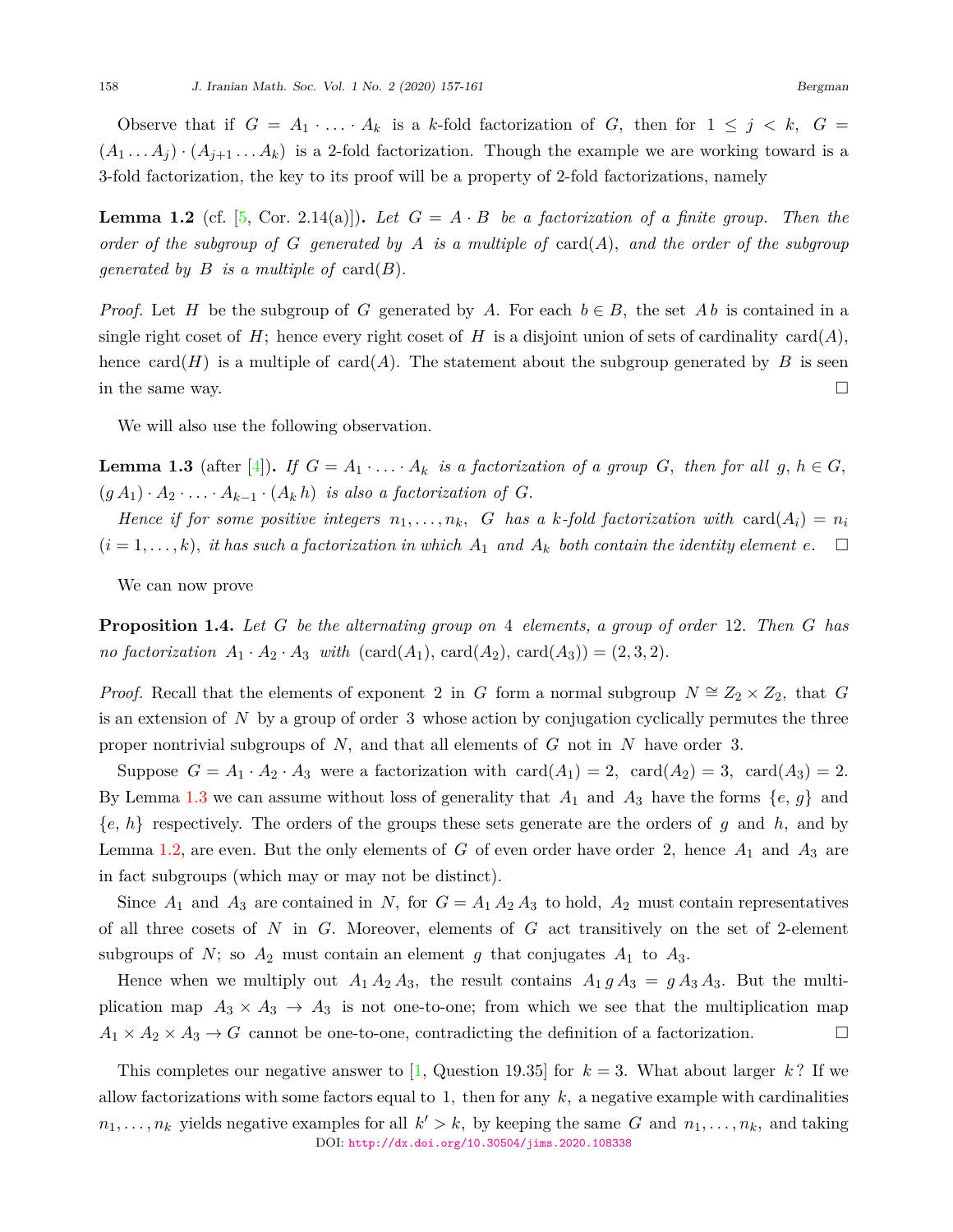Observe that if $G = A_1 \cdot \ldots \cdot A_k$ is a $k$-fold factorization of $G$, then for $1 \leq j < k$, $G = (A_1 \ldots A_j) \cdot (A_{j+1} \ldots A_k)$ is a 2-fold factorization. Though the example we are working toward is a 3-fold factorization, the key to its proof will be a property of 2-fold factorizations, namely

**Lemma 1.2** (cf. [5, Cor. 2.14(a)]). *Let $G = A \cdot B$ be a factorization of a finite group. Then the order of the subgroup of $G$ generated by $A$ is a multiple of* $\mathrm{card}(A)$, *and the order of the subgroup generated by $B$ is a multiple of* $\mathrm{card}(B)$.

*Proof.* Let $H$ be the subgroup of $G$ generated by $A$. For each $b \in B$, the set $A\,b$ is contained in a single right coset of $H$; hence every right coset of $H$ is a disjoint union of sets of cardinality $\mathrm{card}(A)$, hence $\mathrm{card}(H)$ is a multiple of $\mathrm{card}(A)$. The statement about the subgroup generated by $B$ is seen in the same way. □

We will also use the following observation.

**Lemma 1.3** (after [4]). *If $G = A_1 \cdot \ldots \cdot A_k$ is a factorization of a group $G$, then for all $g, h \in G$, $(g\,A_1) \cdot A_2 \cdot \ldots \cdot A_{k-1} \cdot (A_k\,h)$ is also a factorization of $G$.*

*Hence if for some positive integers $n_1, \ldots, n_k$, $G$ has a $k$-fold factorization with $\mathrm{card}(A_i) = n_i$ $(i = 1, \ldots, k)$, it has such a factorization in which $A_1$ and $A_k$ both contain the identity element $e$.* □

We can now prove

**Proposition 1.4.** *Let $G$ be the alternating group on 4 elements, a group of order 12. Then $G$ has no factorization $A_1 \cdot A_2 \cdot A_3$ with $(\mathrm{card}(A_1), \mathrm{card}(A_2), \mathrm{card}(A_3)) = (2, 3, 2)$.*

*Proof.* Recall that the elements of exponent 2 in $G$ form a normal subgroup $N \cong Z_2 \times Z_2$, that $G$ is an extension of $N$ by a group of order 3 whose action by conjugation cyclically permutes the three proper nontrivial subgroups of $N$, and that all elements of $G$ not in $N$ have order 3.

Suppose $G = A_1 \cdot A_2 \cdot A_3$ were a factorization with $\mathrm{card}(A_1) = 2$, $\mathrm{card}(A_2) = 3$, $\mathrm{card}(A_3) = 2$. By Lemma 1.3 we can assume without loss of generality that $A_1$ and $A_3$ have the forms $\{e, g\}$ and $\{e, h\}$ respectively. The orders of the groups these sets generate are the orders of $g$ and $h$, and by Lemma 1.2, are even. But the only elements of $G$ of even order have order 2, hence $A_1$ and $A_3$ are in fact subgroups (which may or may not be distinct).

Since $A_1$ and $A_3$ are contained in $N$, for $G = A_1\,A_2\,A_3$ to hold, $A_2$ must contain representatives of all three cosets of $N$ in $G$. Moreover, elements of $G$ act transitively on the set of 2-element subgroups of $N$; so $A_2$ must contain an element $g$ that conjugates $A_1$ to $A_3$.

Hence when we multiply out $A_1\,A_2\,A_3$, the result contains $A_1\,g\,A_3 = g\,A_3\,A_3$. But the multiplication map $A_3 \times A_3 \to A_3$ is not one-to-one; from which we see that the multiplication map $A_1 \times A_2 \times A_3 \to G$ cannot be one-to-one, contradicting the definition of a factorization. □

This completes our negative answer to [1, Question 19.35] for $k = 3$. What about larger $k$? If we allow factorizations with some factors equal to 1, then for any $k$, a negative example with cardinalities $n_1, \ldots, n_k$ yields negative examples for all $k' > k$, by keeping the same $G$ and $n_1, \ldots, n_k$, and taking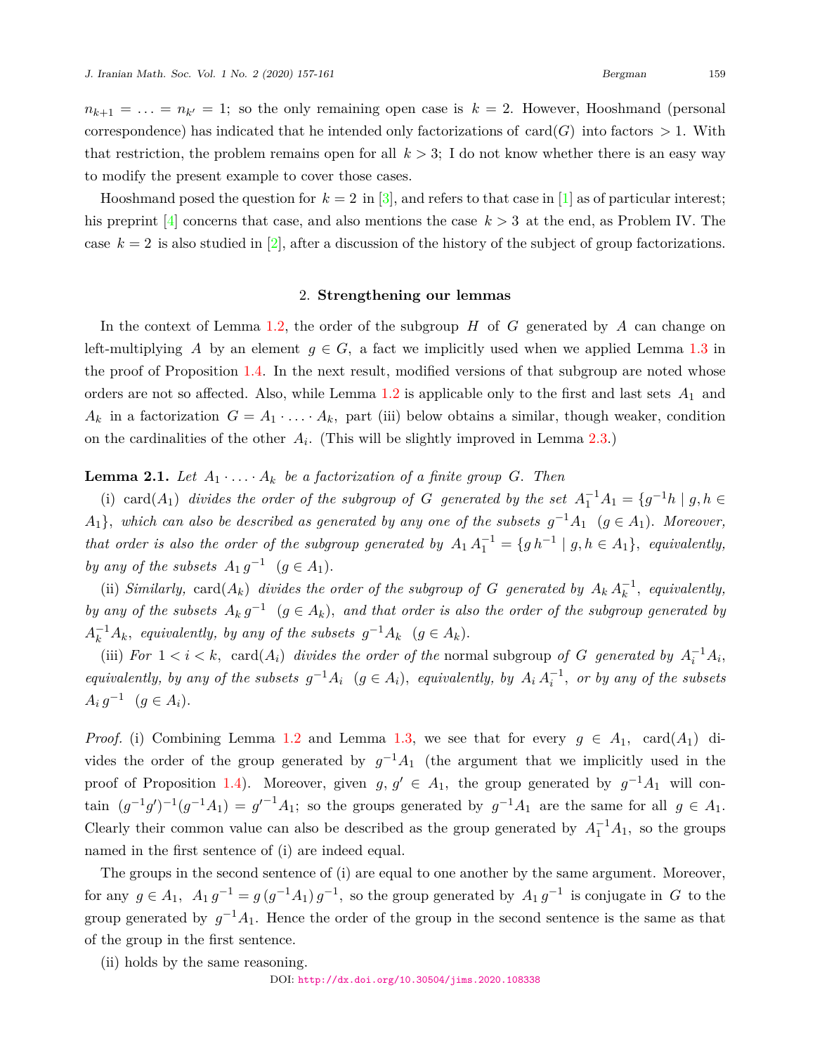$n_{k+1} = \ldots = n_{k'} = 1$; so the only remaining open case is $k = 2$. However, Hooshmand (personal correspondence) has indicated that he intended only factorizations of $\mathrm{card}(G)$ into factors $> 1$. With that restriction, the problem remains open for all $k > 3$; I do not know whether there is an easy way to modify the present example to cover those cases.

Hooshmand posed the question for $k = 2$ in [3], and refers to that case in [1] as of particular interest; his preprint [4] concerns that case, and also mentions the case $k > 3$ at the end, as Problem IV. The case $k = 2$ is also studied in [2], after a discussion of the history of the subject of group factorizations.

## 2. Strengthening our lemmas

In the context of Lemma 1.2, the order of the subgroup $H$ of $G$ generated by $A$ can change on left-multiplying $A$ by an element $g \in G$, a fact we implicitly used when we applied Lemma 1.3 in the proof of Proposition 1.4. In the next result, modified versions of that subgroup are noted whose orders are not so affected. Also, while Lemma 1.2 is applicable only to the first and last sets $A_1$ and $A_k$ in a factorization $G = A_1 \cdot \ldots \cdot A_k$, part (iii) below obtains a similar, though weaker, condition on the cardinalities of the other $A_i$. (This will be slightly improved in Lemma 2.3.)

**Lemma 2.1.** *Let $A_1 \cdot \ldots \cdot A_k$ be a factorization of a finite group $G$. Then*

(i) $\mathrm{card}(A_1)$ *divides the order of the subgroup of $G$ generated by the set $A_1^{-1}A_1 = \{g^{-1}h \mid g, h \in A_1\}$, which can also be described as generated by any one of the subsets $g^{-1}A_1$ $(g \in A_1)$. Moreover, that order is also the order of the subgroup generated by $A_1\,A_1^{-1} = \{g\,h^{-1} \mid g, h \in A_1\}$, equivalently, by any of the subsets $A_1\,g^{-1}$ $(g \in A_1)$.*

(ii) *Similarly,* $\mathrm{card}(A_k)$ *divides the order of the subgroup of $G$ generated by $A_k\,A_k^{-1}$, equivalently, by any of the subsets $A_k\,g^{-1}$ $(g \in A_k)$, and that order is also the order of the subgroup generated by $A_k^{-1}A_k$, equivalently, by any of the subsets $g^{-1}A_k$ $(g \in A_k)$.*

(iii) *For $1 < i < k$,* $\mathrm{card}(A_i)$ *divides the order of the* normal subgroup *of $G$ generated by $A_i^{-1}A_i$, equivalently, by any of the subsets $g^{-1}A_i$ $(g \in A_i)$, equivalently, by $A_i\,A_i^{-1}$, or by any of the subsets $A_i\,g^{-1}$ $(g \in A_i)$.*

*Proof.* (i) Combining Lemma 1.2 and Lemma 1.3, we see that for every $g \in A_1$, $\mathrm{card}(A_1)$ divides the order of the group generated by $g^{-1}A_1$ (the argument that we implicitly used in the proof of Proposition 1.4). Moreover, given $g, g' \in A_1$, the group generated by $g^{-1}A_1$ will contain $(g^{-1}g')^{-1}(g^{-1}A_1) = g'^{-1}A_1$; so the groups generated by $g^{-1}A_1$ are the same for all $g \in A_1$. Clearly their common value can also be described as the group generated by $A_1^{-1}A_1$, so the groups named in the first sentence of (i) are indeed equal.

The groups in the second sentence of (i) are equal to one another by the same argument. Moreover, for any $g \in A_1$, $A_1\,g^{-1} = g\,(g^{-1}A_1)\,g^{-1}$, so the group generated by $A_1\,g^{-1}$ is conjugate in $G$ to the group generated by $g^{-1}A_1$. Hence the order of the group in the second sentence is the same as that of the group in the first sentence.

(ii) holds by the same reasoning.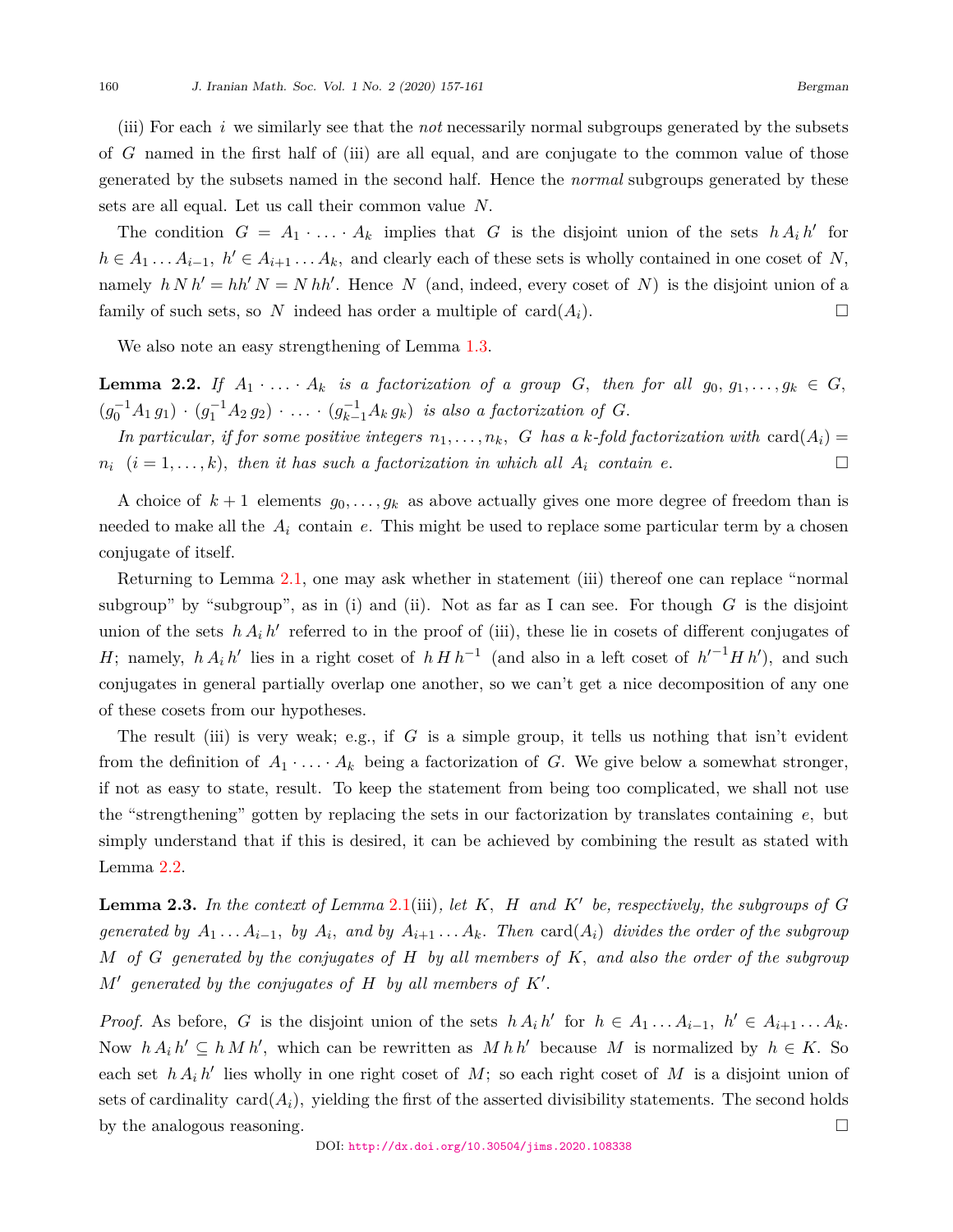(iii) For each $i$ we similarly see that the *not* necessarily normal subgroups generated by the subsets of $G$ named in the first half of (iii) are all equal, and are conjugate to the common value of those generated by the subsets named in the second half. Hence the *normal* subgroups generated by these sets are all equal. Let us call their common value $N$.

The condition $G = A_1 \cdot \ldots \cdot A_k$ implies that $G$ is the disjoint union of the sets $h\,A_i\,h'$ for $h \in A_1 \ldots A_{i-1},\ h' \in A_{i+1} \ldots A_k$, and clearly each of these sets is wholly contained in one coset of $N$, namely $h\,N\,h' = hh'\,N = N\,hh'$. Hence $N$ (and, indeed, every coset of $N$) is the disjoint union of a family of such sets, so $N$ indeed has order a multiple of $\mathrm{card}(A_i)$. $\square$

We also note an easy strengthening of Lemma 1.3.

**Lemma 2.2.** *If $A_1 \cdot \ldots \cdot A_k$ is a factorization of a group $G$, then for all $g_0, g_1, \ldots, g_k \in G$, $(g_0^{-1} A_1\, g_1) \cdot (g_1^{-1} A_2\, g_2) \cdot \ldots \cdot (g_{k-1}^{-1} A_k\, g_k)$ is also a factorization of $G$.*

*In particular, if for some positive integers $n_1, \ldots, n_k$, $G$ has a $k$-fold factorization with $\mathrm{card}(A_i) = n_i$ $(i = 1, \ldots, k)$, then it has such a factorization in which all $A_i$ contain $e$.* $\square$

A choice of $k+1$ elements $g_0, \ldots, g_k$ as above actually gives one more degree of freedom than is needed to make all the $A_i$ contain $e$. This might be used to replace some particular term by a chosen conjugate of itself.

Returning to Lemma 2.1, one may ask whether in statement (iii) thereof one can replace "normal subgroup" by "subgroup", as in (i) and (ii). Not as far as I can see. For though $G$ is the disjoint union of the sets $h\,A_i\,h'$ referred to in the proof of (iii), these lie in cosets of different conjugates of $H$; namely, $h\,A_i\,h'$ lies in a right coset of $h\,H\,h^{-1}$ (and also in a left coset of $h'^{-1} H\,h'$), and such conjugates in general partially overlap one another, so we can't get a nice decomposition of any one of these cosets from our hypotheses.

The result (iii) is very weak; e.g., if $G$ is a simple group, it tells us nothing that isn't evident from the definition of $A_1 \cdot \ldots \cdot A_k$ being a factorization of $G$. We give below a somewhat stronger, if not as easy to state, result. To keep the statement from being too complicated, we shall not use the "strengthening" gotten by replacing the sets in our factorization by translates containing $e$, but simply understand that if this is desired, it can be achieved by combining the result as stated with Lemma 2.2.

**Lemma 2.3.** *In the context of Lemma 2.1(iii), let $K$, $H$ and $K'$ be, respectively, the subgroups of $G$ generated by $A_1 \ldots A_{i-1}$, by $A_i$, and by $A_{i+1} \ldots A_k$. Then $\mathrm{card}(A_i)$ divides the order of the subgroup $M$ of $G$ generated by the conjugates of $H$ by all members of $K$, and also the order of the subgroup $M'$ generated by the conjugates of $H$ by all members of $K'$.*

*Proof.* As before, $G$ is the disjoint union of the sets $h\,A_i\,h'$ for $h \in A_1 \ldots A_{i-1},\ h' \in A_{i+1} \ldots A_k$. Now $h\,A_i\,h' \subseteq h\,M\,h'$, which can be rewritten as $M\,h\,h'$ because $M$ is normalized by $h \in K$. So each set $h\,A_i\,h'$ lies wholly in one right coset of $M$; so each right coset of $M$ is a disjoint union of sets of cardinality $\mathrm{card}(A_i)$, yielding the first of the asserted divisibility statements. The second holds by the analogous reasoning. $\square$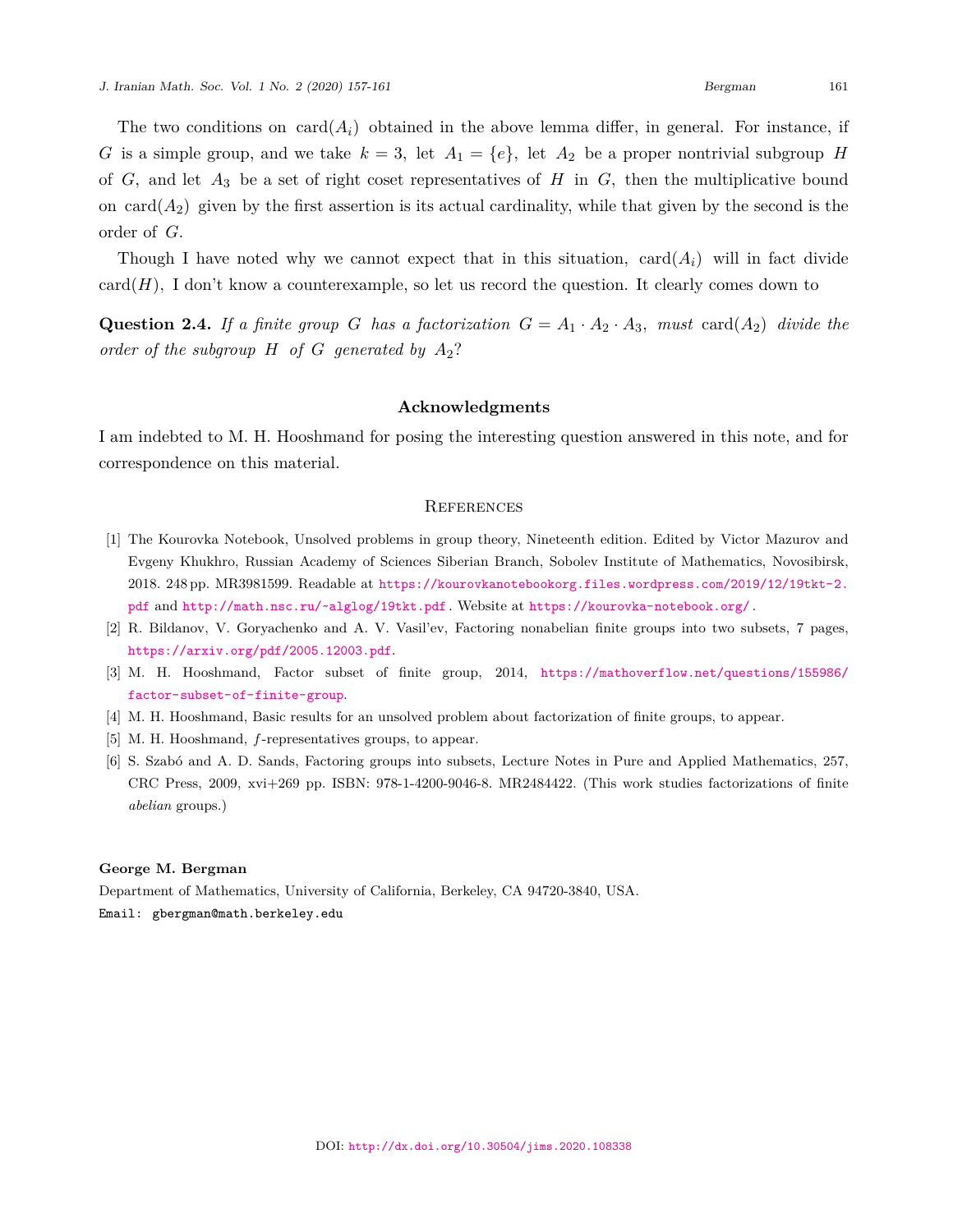The two conditions on $\mathrm{card}(A_i)$ obtained in the above lemma differ, in general. For instance, if $G$ is a simple group, and we take $k = 3$, let $A_1 = \{e\}$, let $A_2$ be a proper nontrivial subgroup $H$ of $G$, and let $A_3$ be a set of right coset representatives of $H$ in $G$, then the multiplicative bound on $\mathrm{card}(A_2)$ given by the first assertion is its actual cardinality, while that given by the second is the order of $G$.

Though I have noted why we cannot expect that in this situation, $\mathrm{card}(A_i)$ will in fact divide $\mathrm{card}(H)$, I don't know a counterexample, so let us record the question. It clearly comes down to

**Question 2.4.** *If a finite group $G$ has a factorization $G = A_1 \cdot A_2 \cdot A_3$, must* $\mathrm{card}(A_2)$ *divide the order of the subgroup $H$ of $G$ generated by $A_2$?*

### Acknowledgments

I am indebted to M. H. Hooshmand for posing the interesting question answered in this note, and for correspondence on this material.

### References

[1] The Kourovka Notebook, Unsolved problems in group theory, Nineteenth edition. Edited by Victor Mazurov and Evgeny Khukhro, Russian Academy of Sciences Siberian Branch, Sobolev Institute of Mathematics, Novosibirsk, 2018. 248 pp. MR3981599. Readable at https://kourovkanotebookorg.files.wordpress.com/2019/12/19tkt-2.pdf and http://math.nsc.ru/~alglog/19tkt.pdf . Website at https://kourovka-notebook.org/ .

[2] R. Bildanov, V. Goryachenko and A. V. Vasil'ev, Factoring nonabelian finite groups into two subsets, 7 pages, https://arxiv.org/pdf/2005.12003.pdf.

[3] M. H. Hooshmand, Factor subset of finite group, 2014, https://mathoverflow.net/questions/155986/factor-subset-of-finite-group.

[4] M. H. Hooshmand, Basic results for an unsolved problem about factorization of finite groups, to appear.

[5] M. H. Hooshmand, $f$-representatives groups, to appear.

[6] S. Szabó and A. D. Sands, Factoring groups into subsets, Lecture Notes in Pure and Applied Mathematics, 257, CRC Press, 2009, xvi+269 pp. ISBN: 978-1-4200-9046-8. MR2484422. (This work studies factorizations of finite *abelian* groups.)

**George M. Bergman**

Department of Mathematics, University of California, Berkeley, CA 94720-3840, USA.

Email: gbergman@math.berkeley.edu